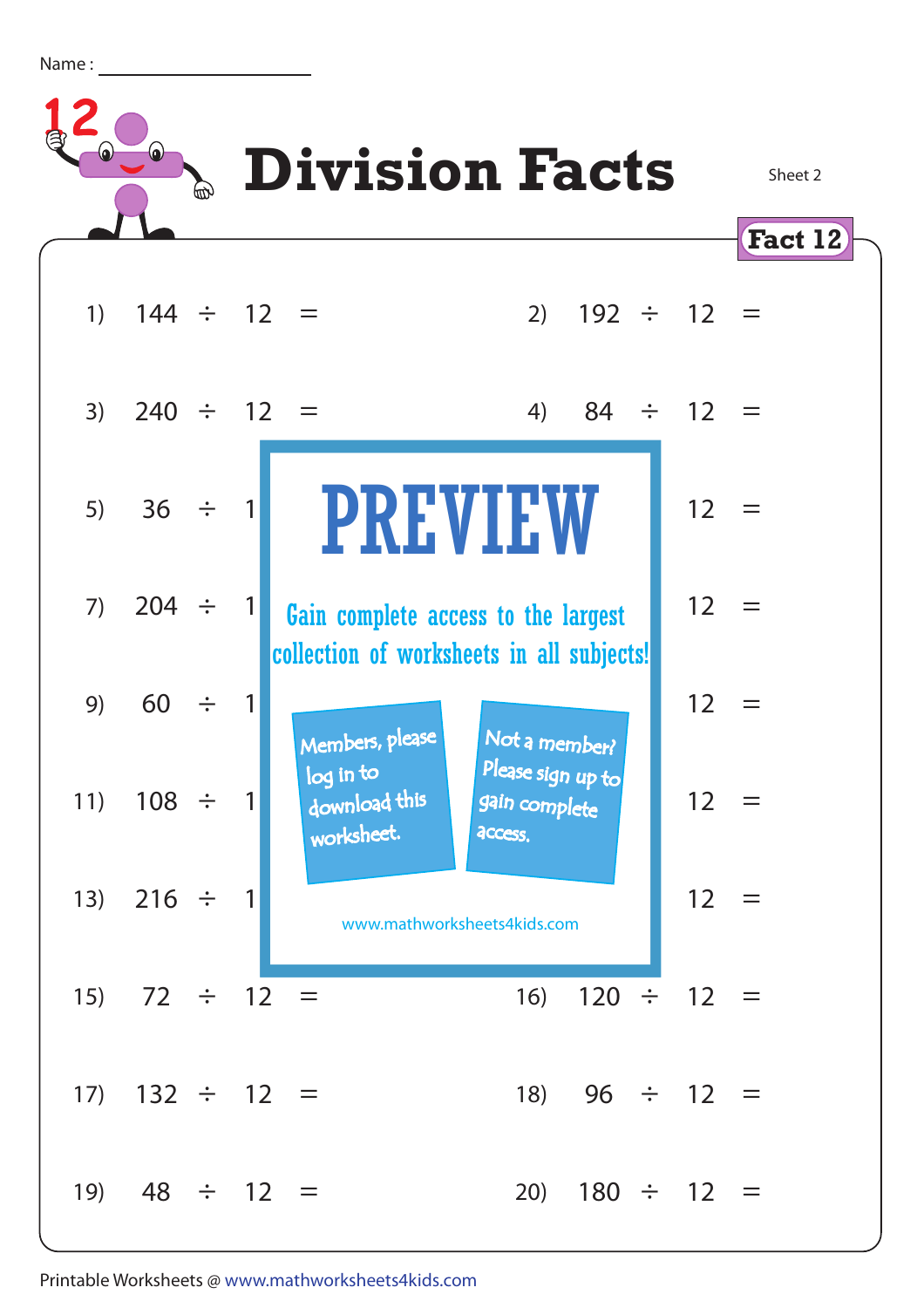Name : ____________________

# Division Facts

Sheet 2

**Fact 12**

1) 144 ÷ 12 =

2) 192 ÷ 12 =

3) 240 ÷ 12 =

4) 84 ÷ 12 =

5) 36 ÷ 1

6) 12 =

7) 204 ÷ 1

8) 12 =

9) 60 ÷ 1

10) 12 =

11) 108 ÷ 1

12) 12 =

13) 216 ÷ 1

14) 12 =

PREVIEW

Gain complete access to the largest collection of worksheets in all subjects!

Members, please log in to download this worksheet.

Not a member? Please sign up to gain complete access.

www.mathworksheets4kids.com

15) 72 ÷ 12 =

16) 120 ÷ 12 =

17) 132 ÷ 12 =

18) 96 ÷ 12 =

19) 48 ÷ 12 =

20) 180 ÷ 12 =

Printable Worksheets @ www.mathworksheets4kids.com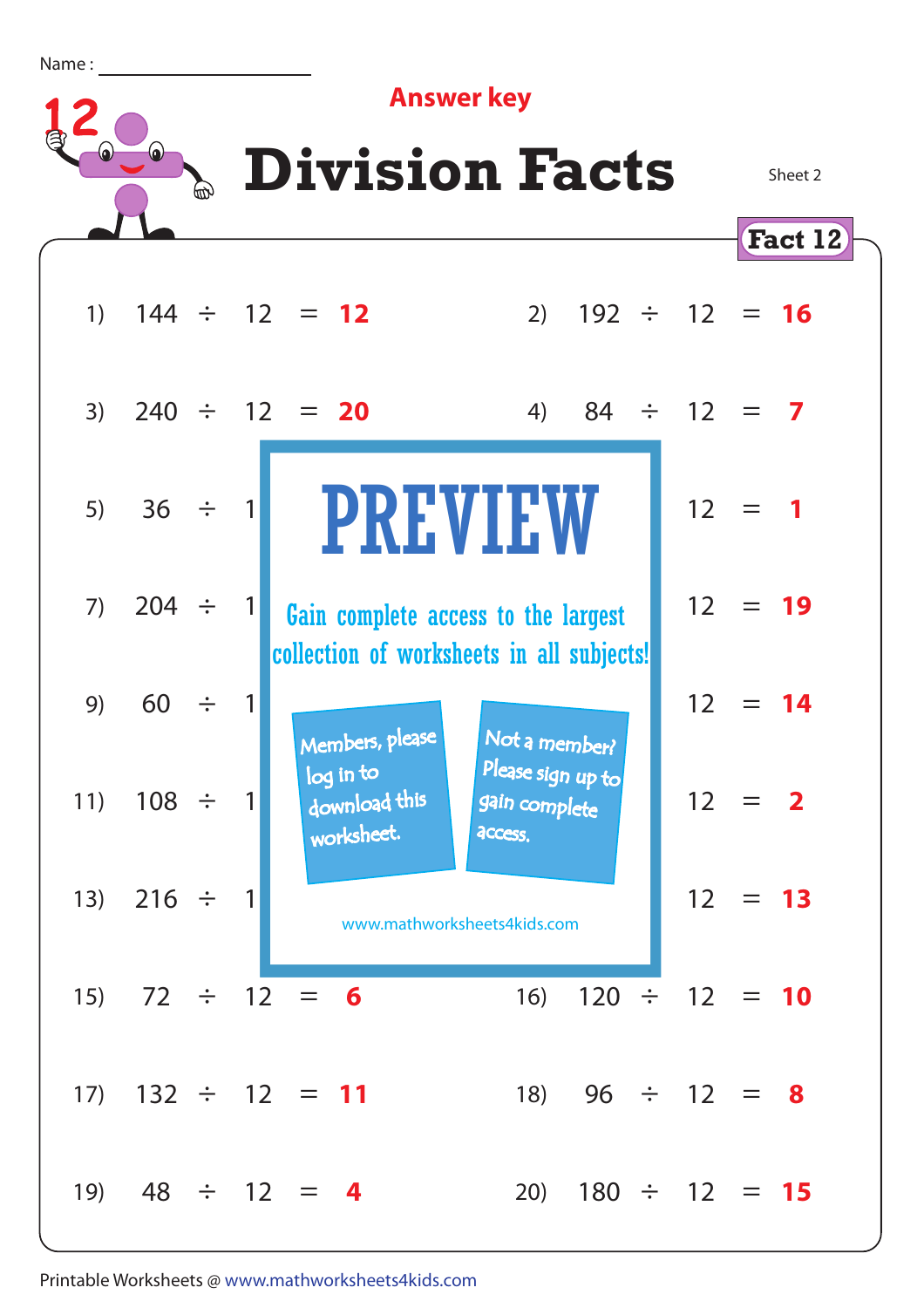Name : ____________________

**Answer key**

# Division Facts

Sheet 2

**Fact 12**

1) $144 \div 12 = $ **12**

2) $192 \div 12 = $ **16**

3) $240 \div 12 = $ **20**

4) $84 \div 12 = $ **7**

5) $36 \div 1$

$12 = $ **1**

7) $204 \div 1$

$12 = $ **19**

9) $60 \div 1$

$12 = $ **14**

11) $108 \div 1$

$12 = $ **2**

13) $216 \div 1$

$12 = $ **13**

15) $72 \div 12 = $ **6**

16) $120 \div 12 = $ **10**

17) $132 \div 12 = $ **11**

18) $96 \div 12 = $ **8**

19) $48 \div 12 = $ **4**

20) $180 \div 12 = $ **15**

**PREVIEW**

Gain complete access to the largest collection of worksheets in all subjects!

Members, please log in to download this worksheet.

Not a member? Please sign up to gain complete access.

www.mathworksheets4kids.com

Printable Worksheets @ www.mathworksheets4kids.com